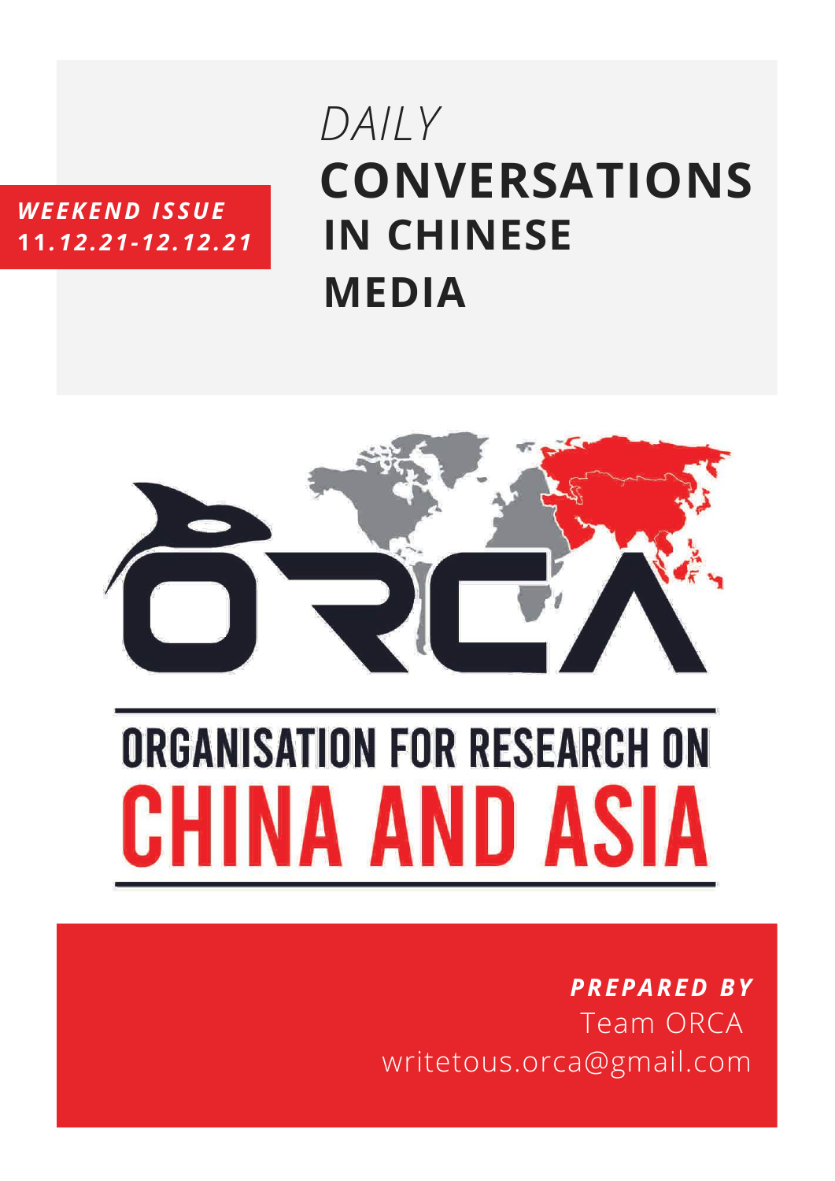*WEEKEND ISSUE*
***11.12.21-12.12.21***

# *DAILY* **CONVERSATIONS IN CHINESE MEDIA**

ORGANISATION FOR RESEARCH ON CHINA AND ASIA

***PREPARED BY***
Team ORCA
writetous.orca@gmail.com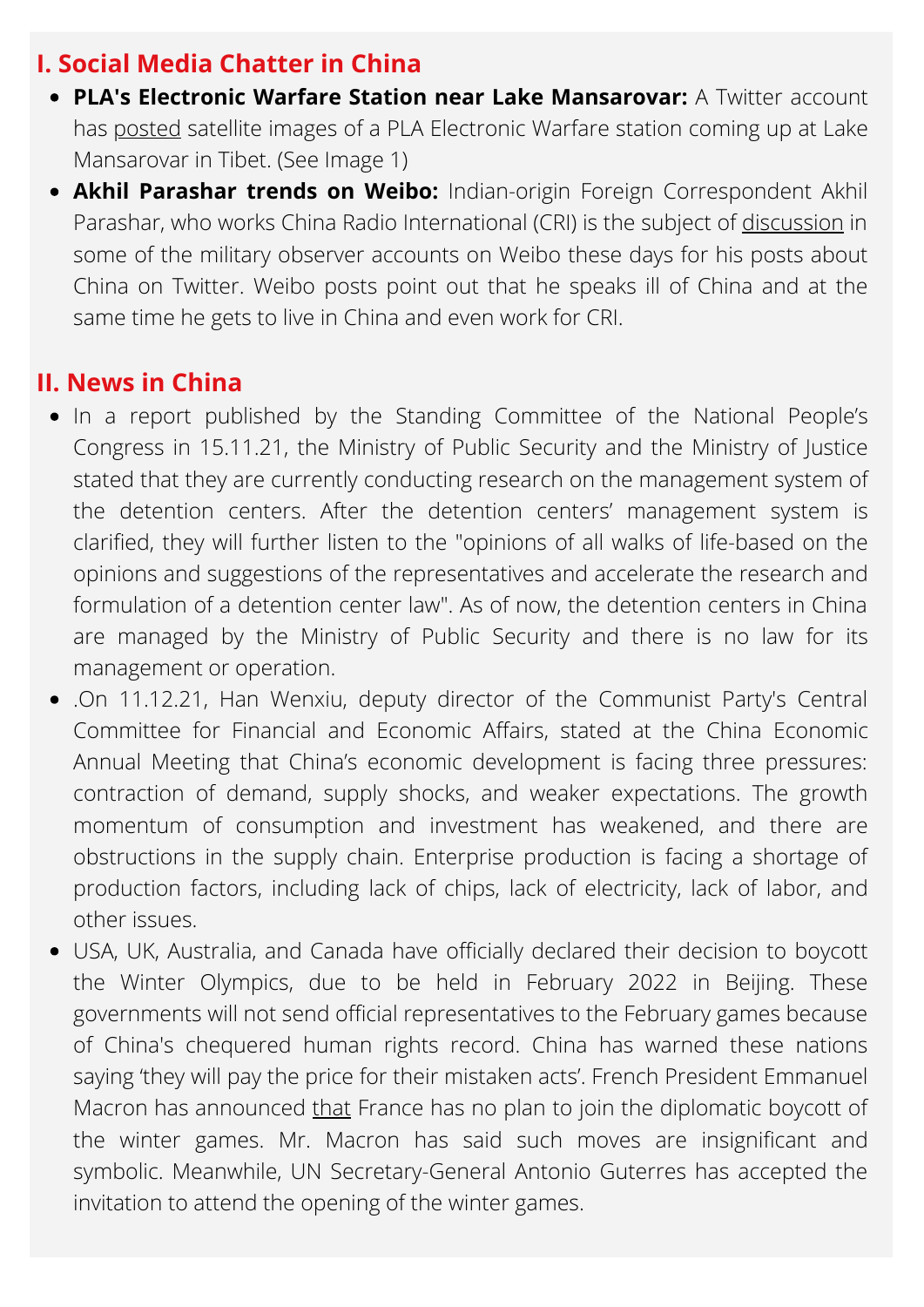## I. Social Media Chatter in China

- **PLA's Electronic Warfare Station near Lake Mansarovar:** A Twitter account has posted satellite images of a PLA Electronic Warfare station coming up at Lake Mansarovar in Tibet. (See Image 1)
- **Akhil Parashar trends on Weibo:** Indian-origin Foreign Correspondent Akhil Parashar, who works China Radio International (CRI) is the subject of discussion in some of the military observer accounts on Weibo these days for his posts about China on Twitter. Weibo posts point out that he speaks ill of China and at the same time he gets to live in China and even work for CRI.

## II. News in China

- In a report published by the Standing Committee of the National People's Congress in 15.11.21, the Ministry of Public Security and the Ministry of Justice stated that they are currently conducting research on the management system of the detention centers. After the detention centers' management system is clarified, they will further listen to the "opinions of all walks of life-based on the opinions and suggestions of the representatives and accelerate the research and formulation of a detention center law". As of now, the detention centers in China are managed by the Ministry of Public Security and there is no law for its management or operation.
- .On 11.12.21, Han Wenxiu, deputy director of the Communist Party's Central Committee for Financial and Economic Affairs, stated at the China Economic Annual Meeting that China's economic development is facing three pressures: contraction of demand, supply shocks, and weaker expectations. The growth momentum of consumption and investment has weakened, and there are obstructions in the supply chain. Enterprise production is facing a shortage of production factors, including lack of chips, lack of electricity, lack of labor, and other issues.
- USA, UK, Australia, and Canada have officially declared their decision to boycott the Winter Olympics, due to be held in February 2022 in Beijing. These governments will not send official representatives to the February games because of China's chequered human rights record. China has warned these nations saying 'they will pay the price for their mistaken acts'. French President Emmanuel Macron has announced that France has no plan to join the diplomatic boycott of the winter games. Mr. Macron has said such moves are insignificant and symbolic. Meanwhile, UN Secretary-General Antonio Guterres has accepted the invitation to attend the opening of the winter games.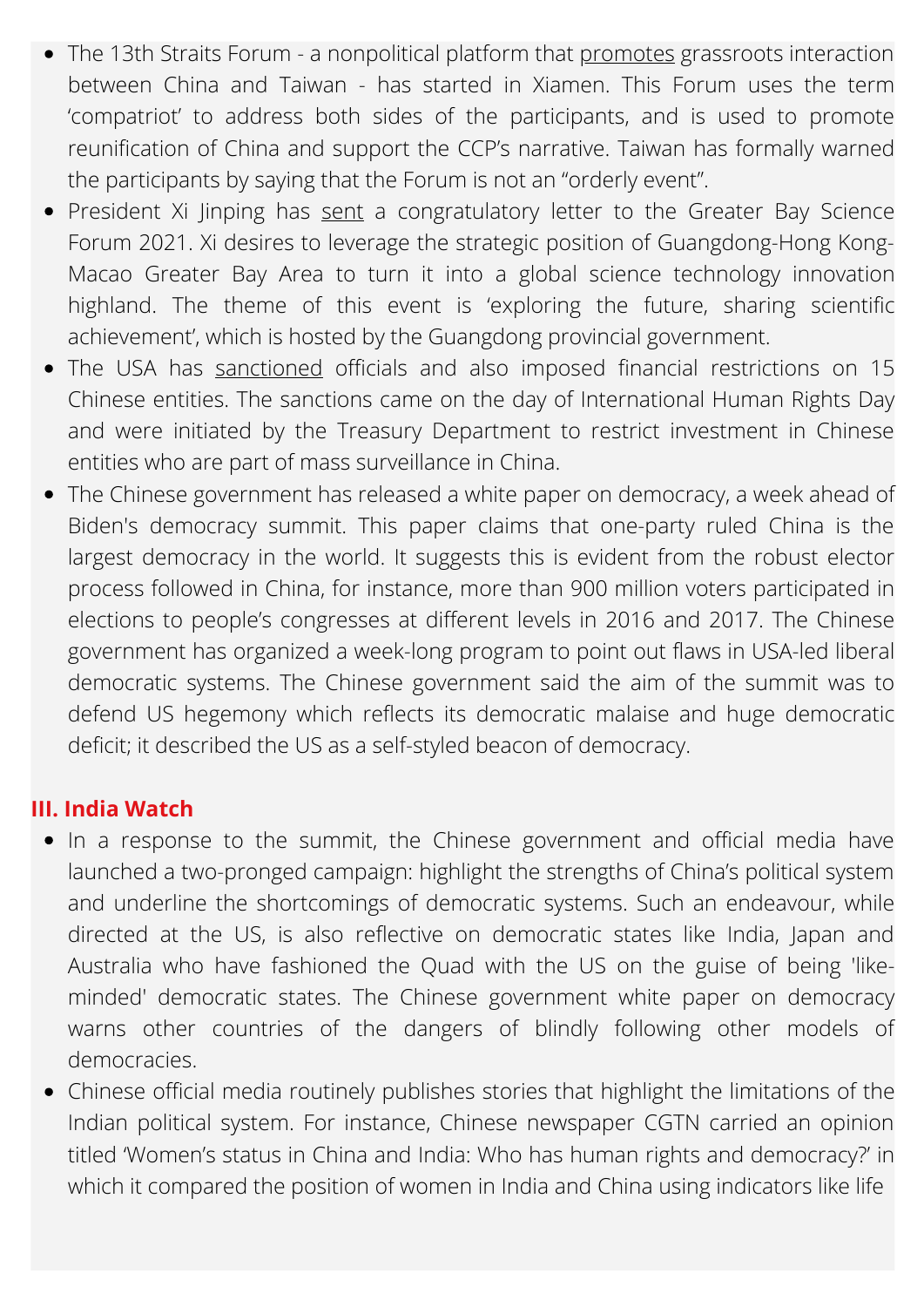- The 13th Straits Forum - a nonpolitical platform that promotes grassroots interaction between China and Taiwan - has started in Xiamen. This Forum uses the term 'compatriot' to address both sides of the participants, and is used to promote reunification of China and support the CCP's narrative. Taiwan has formally warned the participants by saying that the Forum is not an "orderly event".
- President Xi Jinping has sent a congratulatory letter to the Greater Bay Science Forum 2021. Xi desires to leverage the strategic position of Guangdong-Hong Kong-Macao Greater Bay Area to turn it into a global science technology innovation highland. The theme of this event is 'exploring the future, sharing scientific achievement', which is hosted by the Guangdong provincial government.
- The USA has sanctioned officials and also imposed financial restrictions on 15 Chinese entities. The sanctions came on the day of International Human Rights Day and were initiated by the Treasury Department to restrict investment in Chinese entities who are part of mass surveillance in China.
- The Chinese government has released a white paper on democracy, a week ahead of Biden's democracy summit. This paper claims that one-party ruled China is the largest democracy in the world. It suggests this is evident from the robust elector process followed in China, for instance, more than 900 million voters participated in elections to people's congresses at different levels in 2016 and 2017. The Chinese government has organized a week-long program to point out flaws in USA-led liberal democratic systems. The Chinese government said the aim of the summit was to defend US hegemony which reflects its democratic malaise and huge democratic deficit; it described the US as a self-styled beacon of democracy.

## III. India Watch

- In a response to the summit, the Chinese government and official media have launched a two-pronged campaign: highlight the strengths of China's political system and underline the shortcomings of democratic systems. Such an endeavour, while directed at the US, is also reflective on democratic states like India, Japan and Australia who have fashioned the Quad with the US on the guise of being 'like-minded' democratic states. The Chinese government white paper on democracy warns other countries of the dangers of blindly following other models of democracies.
- Chinese official media routinely publishes stories that highlight the limitations of the Indian political system. For instance, Chinese newspaper CGTN carried an opinion titled 'Women's status in China and India: Who has human rights and democracy?' in which it compared the position of women in India and China using indicators like life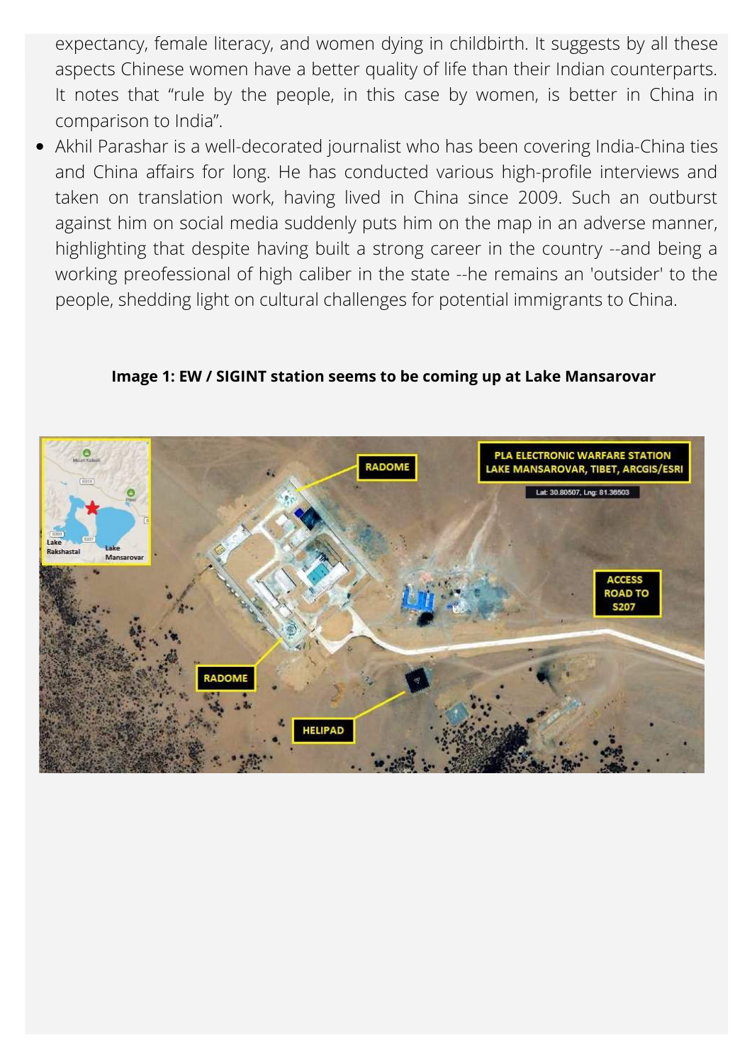expectancy, female literacy, and women dying in childbirth. It suggests by all these aspects Chinese women have a better quality of life than their Indian counterparts. It notes that "rule by the people, in this case by women, is better in China in comparison to India".

- Akhil Parashar is a well-decorated journalist who has been covering India-China ties and China affairs for long. He has conducted various high-profile interviews and taken on translation work, having lived in China since 2009. Such an outburst against him on social media suddenly puts him on the map in an adverse manner, highlighting that despite having built a strong career in the country --and being a working preofessional of high caliber in the state --he remains an 'outsider' to the people, shedding light on cultural challenges for potential immigrants to China.

**Image 1: EW / SIGINT station seems to be coming up at Lake Mansarovar**

RADOME
PLA ELECTRONIC WARFARE STATION
LAKE MANSAROVAR, TIBET, ARCGIS/ESRI
Lat: 30.80507, Lng: 81.36503
ACCESS ROAD TO S207
RADOME
HELIPAD
Lake Rakshastal
Lake Mansarovar